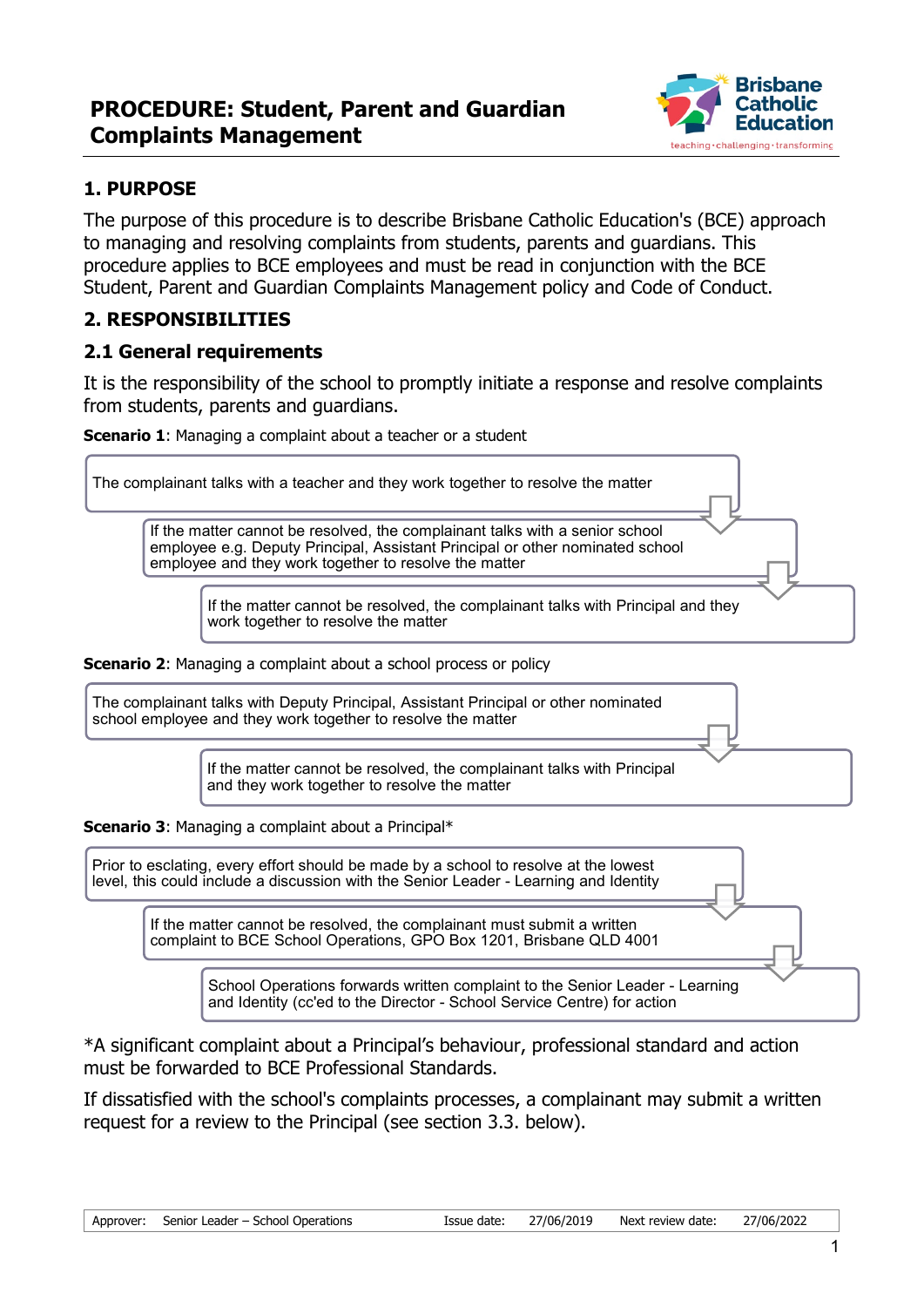# PROCEDURE: Student, Parent and Guardian Complaints Management

## 1. PURPOSE

The purpose of this procedure is to describe Brisbane Catholic Education's (BCE) approach to managing and resolving complaints from students, parents and guardians. This procedure applies to BCE employees and must be read in conjunction with the BCE Student, Parent and Guardian Complaints Management policy and Code of Conduct.

## 2. RESPONSIBILITIES

### 2.1 General requirements

It is the responsibility of the school to promptly initiate a response and resolve complaints from students, parents and guardians.

**Scenario 1**: Managing a complaint about a teacher or a student

1. The complainant talks with a teacher and they work together to resolve the matter
2. If the matter cannot be resolved, the complainant talks with a senior school employee e.g. Deputy Principal, Assistant Principal or other nominated school employee and they work together to resolve the matter
3. If the matter cannot be resolved, the complainant talks with Principal and they work together to resolve the matter

**Scenario 2**: Managing a complaint about a school process or policy

1. The complainant talks with Deputy Principal, Assistant Principal or other nominated school employee and they work together to resolve the matter
2. If the matter cannot be resolved, the complainant talks with Principal and they work together to resolve the matter

**Scenario 3**: Managing a complaint about a Principal*

1. Prior to esclating, every effort should be made by a school to resolve at the lowest level, this could include a discussion with the Senior Leader - Learning and Identity
2. If the matter cannot be resolved, the complainant must submit a written complaint to BCE School Operations, GPO Box 1201, Brisbane QLD 4001
3. School Operations forwards written complaint to the Senior Leader - Learning and Identity (cc'ed to the Director - School Service Centre) for action

*A significant complaint about a Principal's behaviour, professional standard and action must be forwarded to BCE Professional Standards.

If dissatisfied with the school's complaints processes, a complainant may submit a written request for a review to the Principal (see section 3.3. below).

| Approver: | Senior Leader – School Operations | Issue date: | 27/06/2019 | Next review date: | 27/06/2022 |
|---|---|---|---|---|---|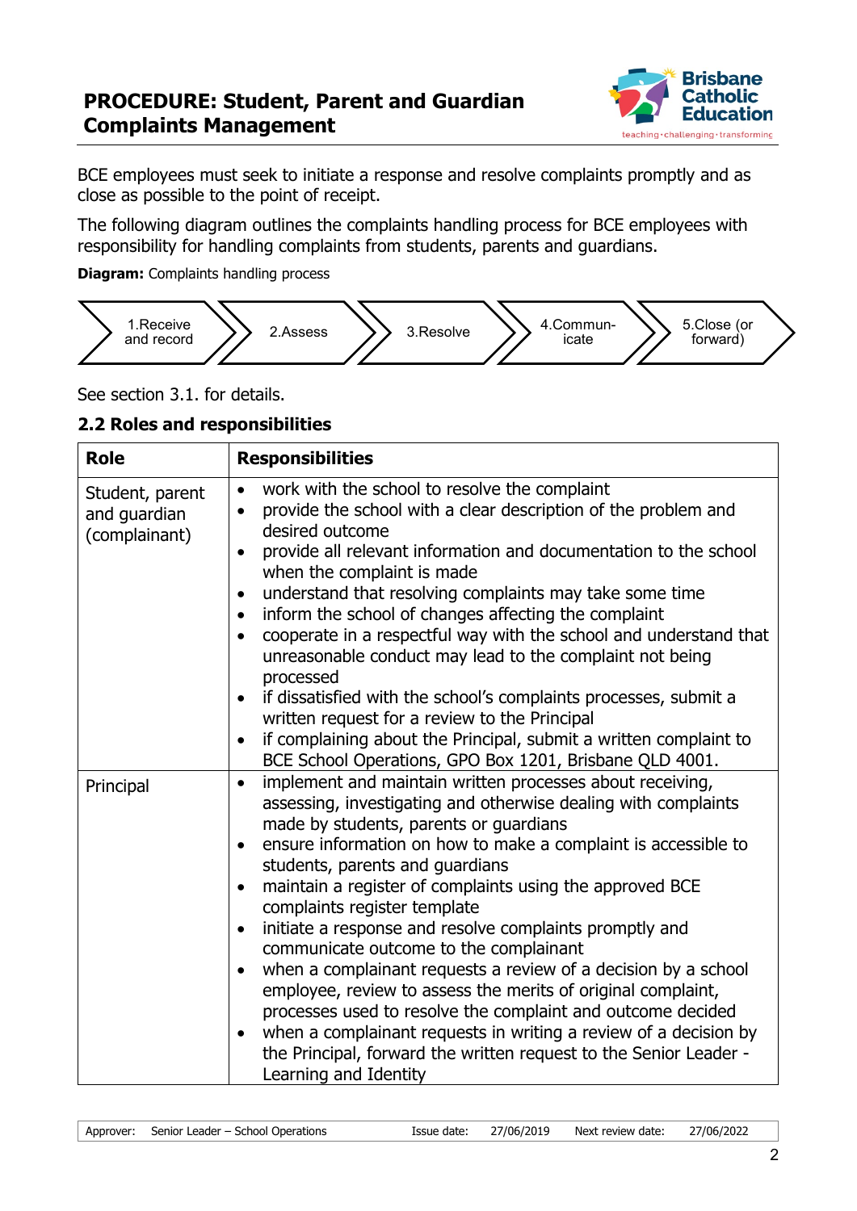BCE employees must seek to initiate a response and resolve complaints promptly and as close as possible to the point of receipt.

The following diagram outlines the complaints handling process for BCE employees with responsibility for handling complaints from students, parents and guardians.

**Diagram:** Complaints handling process

1.Receive and record → 2.Assess → 3.Resolve → 4.Communicate → 5.Close (or forward)

See section 3.1. for details.

### 2.2 Roles and responsibilities

| Role | Responsibilities |
| --- | --- |
| Student, parent and guardian (complainant) | • work with the school to resolve the complaint<br>• provide the school with a clear description of the problem and desired outcome<br>• provide all relevant information and documentation to the school when the complaint is made<br>• understand that resolving complaints may take some time<br>• inform the school of changes affecting the complaint<br>• cooperate in a respectful way with the school and understand that unreasonable conduct may lead to the complaint not being processed<br>• if dissatisfied with the school's complaints processes, submit a written request for a review to the Principal<br>• if complaining about the Principal, submit a written complaint to BCE School Operations, GPO Box 1201, Brisbane QLD 4001. |
| Principal | • implement and maintain written processes about receiving, assessing, investigating and otherwise dealing with complaints made by students, parents or guardians<br>• ensure information on how to make a complaint is accessible to students, parents and guardians<br>• maintain a register of complaints using the approved BCE complaints register template<br>• initiate a response and resolve complaints promptly and communicate outcome to the complainant<br>• when a complainant requests a review of a decision by a school employee, review to assess the merits of original complaint, processes used to resolve the complaint and outcome decided<br>• when a complainant requests in writing a review of a decision by the Principal, forward the written request to the Senior Leader - Learning and Identity |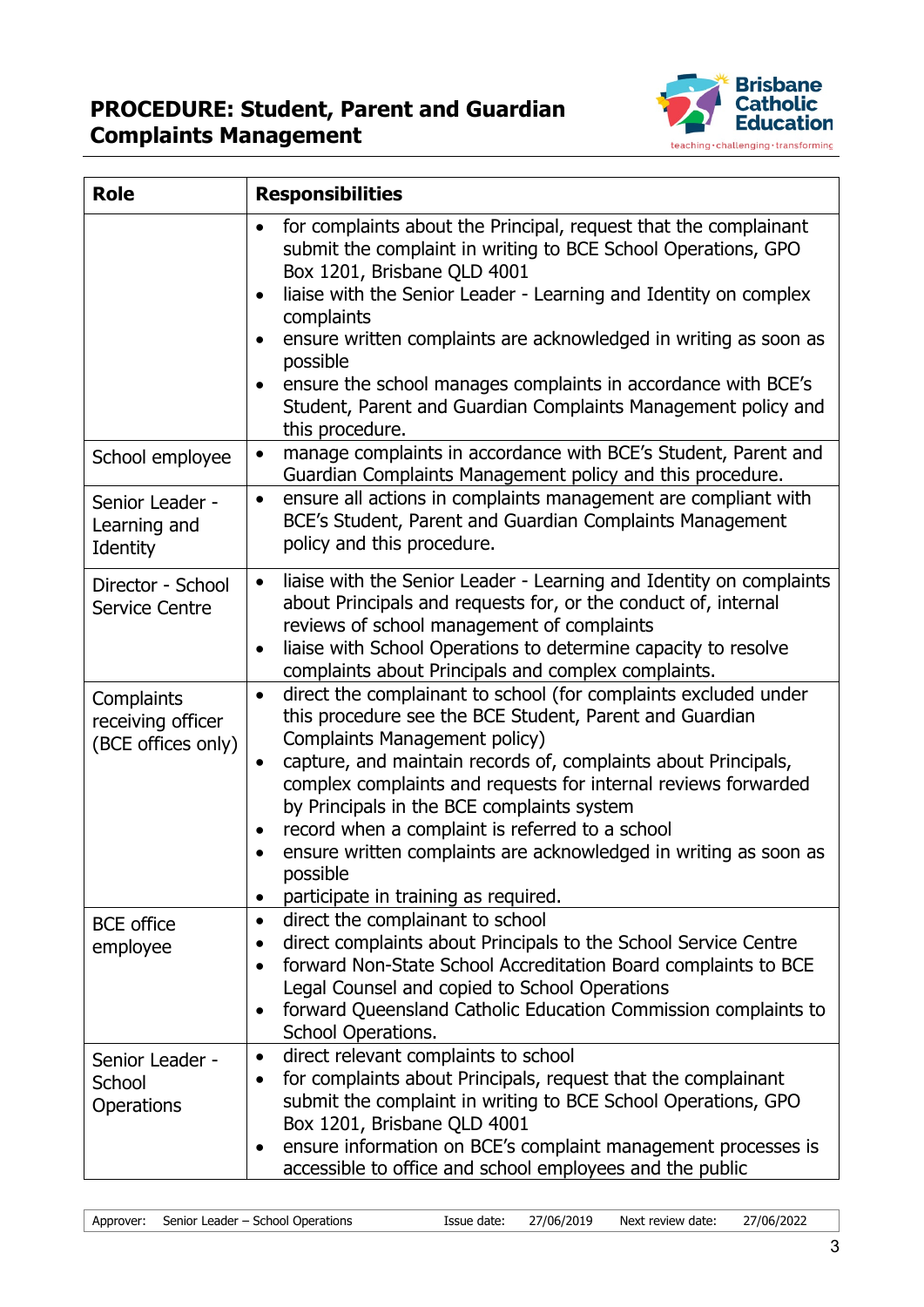| Role | Responsibilities |
|---|---|
| | • for complaints about the Principal, request that the complainant submit the complaint in writing to BCE School Operations, GPO Box 1201, Brisbane QLD 4001<br>• liaise with the Senior Leader - Learning and Identity on complex complaints<br>• ensure written complaints are acknowledged in writing as soon as possible<br>• ensure the school manages complaints in accordance with BCE's Student, Parent and Guardian Complaints Management policy and this procedure. |
| School employee | • manage complaints in accordance with BCE's Student, Parent and Guardian Complaints Management policy and this procedure. |
| Senior Leader - Learning and Identity | • ensure all actions in complaints management are compliant with BCE's Student, Parent and Guardian Complaints Management policy and this procedure. |
| Director - School Service Centre | • liaise with the Senior Leader - Learning and Identity on complaints about Principals and requests for, or the conduct of, internal reviews of school management of complaints<br>• liaise with School Operations to determine capacity to resolve complaints about Principals and complex complaints. |
| Complaints receiving officer (BCE offices only) | • direct the complainant to school (for complaints excluded under this procedure see the BCE Student, Parent and Guardian Complaints Management policy)<br>• capture, and maintain records of, complaints about Principals, complex complaints and requests for internal reviews forwarded by Principals in the BCE complaints system<br>• record when a complaint is referred to a school<br>• ensure written complaints are acknowledged in writing as soon as possible<br>• participate in training as required. |
| BCE office employee | • direct the complainant to school<br>• direct complaints about Principals to the School Service Centre<br>• forward Non-State School Accreditation Board complaints to BCE Legal Counsel and copied to School Operations<br>• forward Queensland Catholic Education Commission complaints to School Operations. |
| Senior Leader - School Operations | • direct relevant complaints to school<br>• for complaints about Principals, request that the complainant submit the complaint in writing to BCE School Operations, GPO Box 1201, Brisbane QLD 4001<br>• ensure information on BCE's complaint management processes is accessible to office and school employees and the public |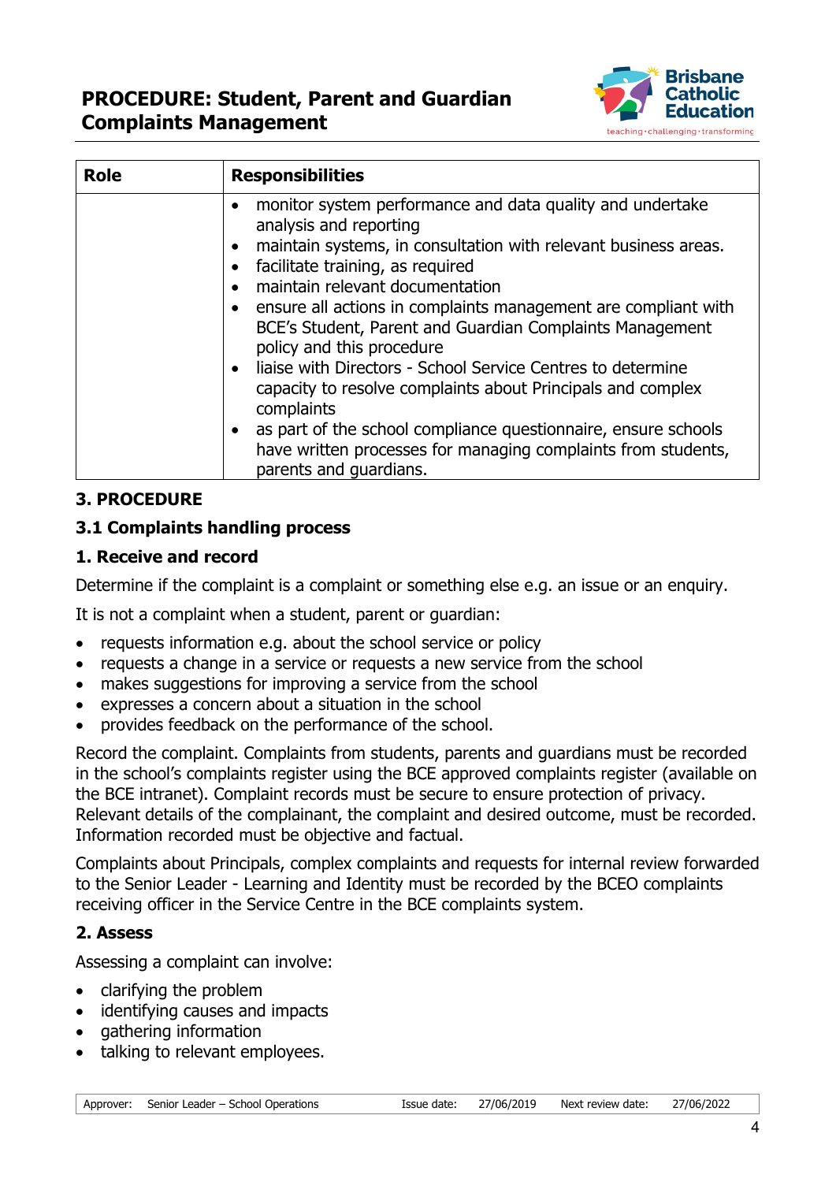| Role | Responsibilities |
| --- | --- |
| | • monitor system performance and data quality and undertake analysis and reporting<br>• maintain systems, in consultation with relevant business areas.<br>• facilitate training, as required<br>• maintain relevant documentation<br>• ensure all actions in complaints management are compliant with BCE's Student, Parent and Guardian Complaints Management policy and this procedure<br>• liaise with Directors - School Service Centres to determine capacity to resolve complaints about Principals and complex complaints<br>• as part of the school compliance questionnaire, ensure schools have written processes for managing complaints from students, parents and guardians. |

## 3. PROCEDURE

### 3.1 Complaints handling process

#### 1. Receive and record

Determine if the complaint is a complaint or something else e.g. an issue or an enquiry.

It is not a complaint when a student, parent or guardian:

- requests information e.g. about the school service or policy
- requests a change in a service or requests a new service from the school
- makes suggestions for improving a service from the school
- expresses a concern about a situation in the school
- provides feedback on the performance of the school.

Record the complaint. Complaints from students, parents and guardians must be recorded in the school's complaints register using the BCE approved complaints register (available on the BCE intranet). Complaint records must be secure to ensure protection of privacy. Relevant details of the complainant, the complaint and desired outcome, must be recorded. Information recorded must be objective and factual.

Complaints about Principals, complex complaints and requests for internal review forwarded to the Senior Leader - Learning and Identity must be recorded by the BCEO complaints receiving officer in the Service Centre in the BCE complaints system.

#### 2. Assess

Assessing a complaint can involve:

- clarifying the problem
- identifying causes and impacts
- gathering information
- talking to relevant employees.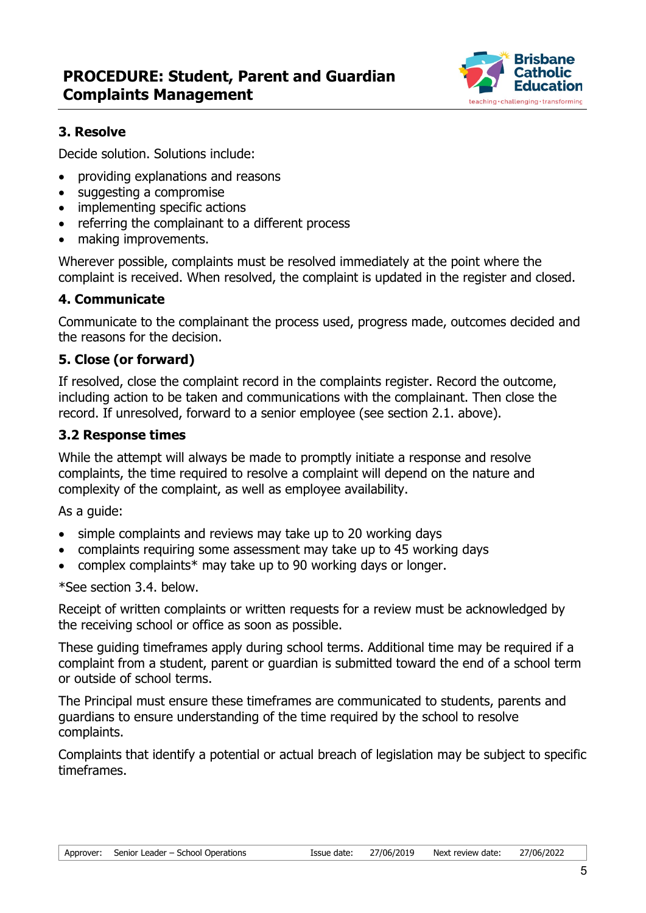### 3. Resolve

Decide solution. Solutions include:

- providing explanations and reasons
- suggesting a compromise
- implementing specific actions
- referring the complainant to a different process
- making improvements.

Wherever possible, complaints must be resolved immediately at the point where the complaint is received. When resolved, the complaint is updated in the register and closed.

### 4. Communicate

Communicate to the complainant the process used, progress made, outcomes decided and the reasons for the decision.

### 5. Close (or forward)

If resolved, close the complaint record in the complaints register. Record the outcome, including action to be taken and communications with the complainant. Then close the record. If unresolved, forward to a senior employee (see section 2.1. above).

## 3.2 Response times

While the attempt will always be made to promptly initiate a response and resolve complaints, the time required to resolve a complaint will depend on the nature and complexity of the complaint, as well as employee availability.

As a guide:

- simple complaints and reviews may take up to 20 working days
- complaints requiring some assessment may take up to 45 working days
- complex complaints* may take up to 90 working days or longer.

*See section 3.4. below.

Receipt of written complaints or written requests for a review must be acknowledged by the receiving school or office as soon as possible.

These guiding timeframes apply during school terms. Additional time may be required if a complaint from a student, parent or guardian is submitted toward the end of a school term or outside of school terms.

The Principal must ensure these timeframes are communicated to students, parents and guardians to ensure understanding of the time required by the school to resolve complaints.

Complaints that identify a potential or actual breach of legislation may be subject to specific timeframes.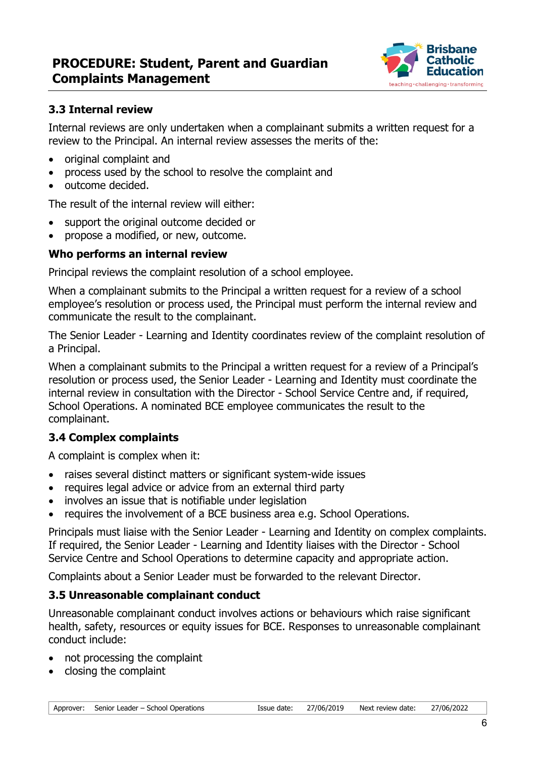### 3.3 Internal review

Internal reviews are only undertaken when a complainant submits a written request for a review to the Principal. An internal review assesses the merits of the:

- original complaint and
- process used by the school to resolve the complaint and
- outcome decided.

The result of the internal review will either:

- support the original outcome decided or
- propose a modified, or new, outcome.

**Who performs an internal review**

Principal reviews the complaint resolution of a school employee.

When a complainant submits to the Principal a written request for a review of a school employee's resolution or process used, the Principal must perform the internal review and communicate the result to the complainant.

The Senior Leader - Learning and Identity coordinates review of the complaint resolution of a Principal.

When a complainant submits to the Principal a written request for a review of a Principal's resolution or process used, the Senior Leader - Learning and Identity must coordinate the internal review in consultation with the Director - School Service Centre and, if required, School Operations. A nominated BCE employee communicates the result to the complainant.

### 3.4 Complex complaints

A complaint is complex when it:

- raises several distinct matters or significant system-wide issues
- requires legal advice or advice from an external third party
- involves an issue that is notifiable under legislation
- requires the involvement of a BCE business area e.g. School Operations.

Principals must liaise with the Senior Leader - Learning and Identity on complex complaints. If required, the Senior Leader - Learning and Identity liaises with the Director - School Service Centre and School Operations to determine capacity and appropriate action.

Complaints about a Senior Leader must be forwarded to the relevant Director.

### 3.5 Unreasonable complainant conduct

Unreasonable complainant conduct involves actions or behaviours which raise significant health, safety, resources or equity issues for BCE. Responses to unreasonable complainant conduct include:

- not processing the complaint
- closing the complaint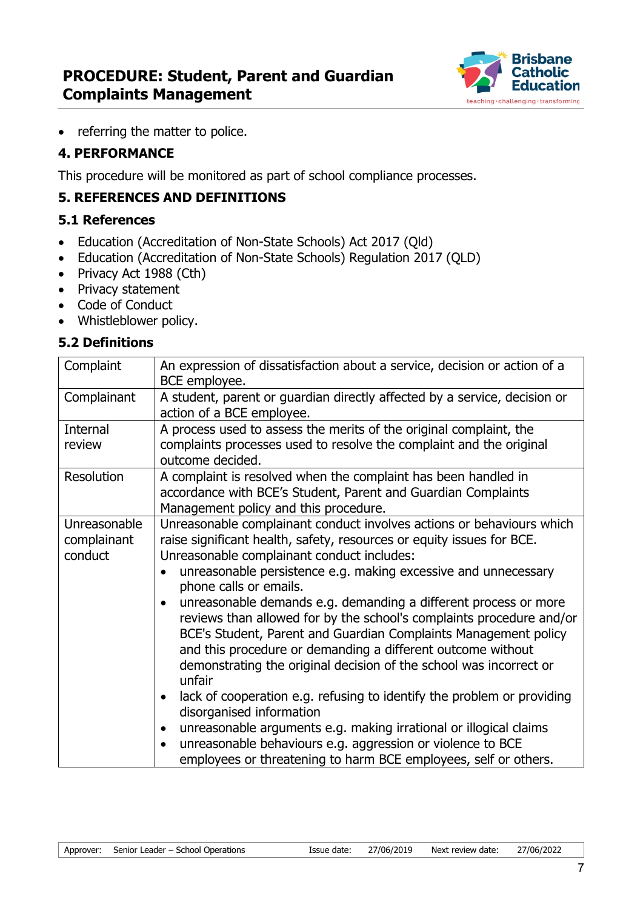- referring the matter to police.

## 4. PERFORMANCE

This procedure will be monitored as part of school compliance processes.

## 5. REFERENCES AND DEFINITIONS

### 5.1 References

- Education (Accreditation of Non-State Schools) Act 2017 (Qld)
- Education (Accreditation of Non-State Schools) Regulation 2017 (QLD)
- Privacy Act 1988 (Cth)
- Privacy statement
- Code of Conduct
- Whistleblower policy.

### 5.2 Definitions

| | |
|---|---|
| Complaint | An expression of dissatisfaction about a service, decision or action of a BCE employee. |
| Complainant | A student, parent or guardian directly affected by a service, decision or action of a BCE employee. |
| Internal review | A process used to assess the merits of the original complaint, the complaints processes used to resolve the complaint and the original outcome decided. |
| Resolution | A complaint is resolved when the complaint has been handled in accordance with BCE's Student, Parent and Guardian Complaints Management policy and this procedure. |
| Unreasonable complainant conduct | Unreasonable complainant conduct involves actions or behaviours which raise significant health, safety, resources or equity issues for BCE. Unreasonable complainant conduct includes:<br>• unreasonable persistence e.g. making excessive and unnecessary phone calls or emails.<br>• unreasonable demands e.g. demanding a different process or more reviews than allowed for by the school's complaints procedure and/or BCE's Student, Parent and Guardian Complaints Management policy and this procedure or demanding a different outcome without demonstrating the original decision of the school was incorrect or unfair<br>• lack of cooperation e.g. refusing to identify the problem or providing disorganised information<br>• unreasonable arguments e.g. making irrational or illogical claims<br>• unreasonable behaviours e.g. aggression or violence to BCE employees or threatening to harm BCE employees, self or others. |